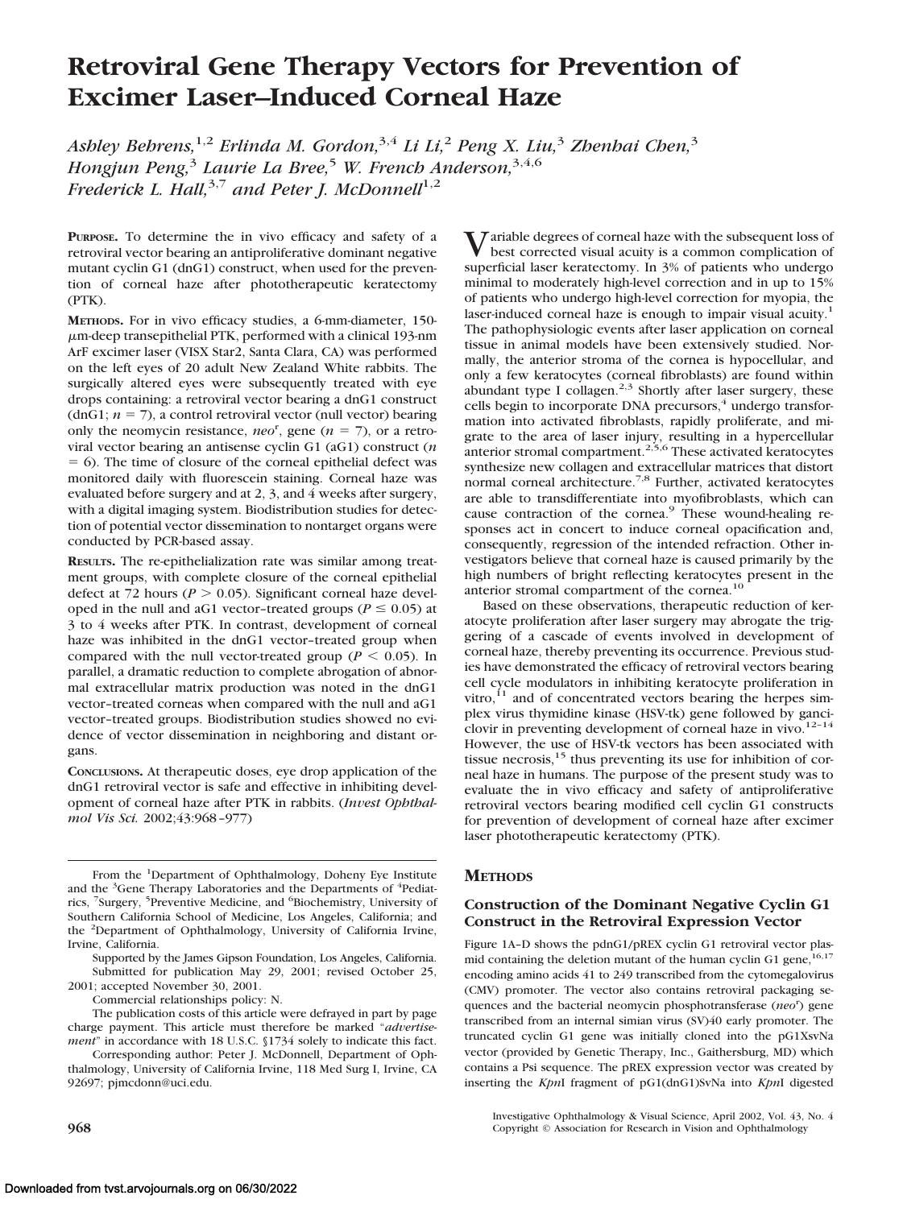# Retroviral Gene Therapy Vectors for Prevention of Excimer Laser–Induced Corneal Haze

*Ashley Behrens,[1,2] Erlinda M. Gordon,[3,4] Li Li,[2] Peng X. Liu,[3] Zhenhai Chen,[3] Hongjun Peng,[3] Laurie La Bree,[5] W. French Anderson,[3,4,6] Frederick L. Hall,[3,7] and Peter J. McDonnell[1,2]*

**PURPOSE.** To determine the in vivo efficacy and safety of a retroviral vector bearing an antiproliferative dominant negative mutant cyclin G1 (dnG1) construct, when used for the prevention of corneal haze after phototherapeutic keratectomy (PTK).

**METHODS.** For in vivo efficacy studies, a 6-mm-diameter, 150-$\mu$m-deep transepithelial PTK, performed with a clinical 193-nm ArF excimer laser (VISX Star2, Santa Clara, CA) was performed on the left eyes of 20 adult New Zealand White rabbits. The surgically altered eyes were subsequently treated with eye drops containing: a retroviral vector bearing a dnG1 construct (dnG1; $n = 7$), a control retroviral vector (null vector) bearing only the neomycin resistance, *neo*$^r$, gene ($n = 7$), or a retroviral vector bearing an antisense cyclin G1 (aG1) construct ($n = 6$). The time of closure of the corneal epithelial defect was monitored daily with fluorescein staining. Corneal haze was evaluated before surgery and at 2, 3, and 4 weeks after surgery, with a digital imaging system. Biodistribution studies for detection of potential vector dissemination to nontarget organs were conducted by PCR-based assay.

**RESULTS.** The re-epithelialization rate was similar among treatment groups, with complete closure of the corneal epithelial defect at 72 hours ($P > 0.05$). Significant corneal haze developed in the null and aG1 vector–treated groups ($P \leq 0.05$) at 3 to 4 weeks after PTK. In contrast, development of corneal haze was inhibited in the dnG1 vector–treated group when compared with the null vector-treated group ($P < 0.05$). In parallel, a dramatic reduction to complete abrogation of abnormal extracellular matrix production was noted in the dnG1 vector–treated corneas when compared with the null and aG1 vector–treated groups. Biodistribution studies showed no evidence of vector dissemination in neighboring and distant organs.

**CONCLUSIONS.** At therapeutic doses, eye drop application of the dnG1 retroviral vector is safe and effective in inhibiting development of corneal haze after PTK in rabbits. (*Invest Ophthalmol Vis Sci.* 2002;43:968–977)

From the [1]Department of Ophthalmology, Doheny Eye Institute and the [3]Gene Therapy Laboratories and the Departments of [4]Pediatrics, [7]Surgery, [5]Preventive Medicine, and [6]Biochemistry, University of Southern California School of Medicine, Los Angeles, California; and the [2]Department of Ophthalmology, University of California Irvine, Irvine, California.

Supported by the James Gipson Foundation, Los Angeles, California.

Submitted for publication May 29, 2001; revised October 25, 2001; accepted November 30, 2001.

Commercial relationships policy: N.

The publication costs of this article were defrayed in part by page charge payment. This article must therefore be marked "*advertisement*" in accordance with 18 U.S.C. §1734 solely to indicate this fact.

Corresponding author: Peter J. McDonnell, Department of Ophthalmology, University of California Irvine, 118 Med Surg I, Irvine, CA 92697; pjmcdonn@uci.edu.

Variable degrees of corneal haze with the subsequent loss of best corrected visual acuity is a common complication of superficial laser keratectomy. In 3% of patients who undergo minimal to moderately high-level correction and in up to 15% of patients who undergo high-level correction for myopia, the laser-induced corneal haze is enough to impair visual acuity.[1] The pathophysiologic events after laser application on corneal tissue in animal models have been extensively studied. Normally, the anterior stroma of the cornea is hypocellular, and only a few keratocytes (corneal fibroblasts) are found within abundant type I collagen.[2,3] Shortly after laser surgery, these cells begin to incorporate DNA precursors,[4] undergo transformation into activated fibroblasts, rapidly proliferate, and migrate to the area of laser injury, resulting in a hypercellular anterior stromal compartment.[2,5,6] These activated keratocytes synthesize new collagen and extracellular matrices that distort normal corneal architecture.[7,8] Further, activated keratocytes are able to transdifferentiate into myofibroblasts, which can cause contraction of the cornea.[9] These wound-healing responses act in concert to induce corneal opacification and, consequently, regression of the intended refraction. Other investigators believe that corneal haze is caused primarily by the high numbers of bright reflecting keratocytes present in the anterior stromal compartment of the cornea.[10]

Based on these observations, therapeutic reduction of keratocyte proliferation after laser surgery may abrogate the triggering of a cascade of events involved in development of corneal haze, thereby preventing its occurrence. Previous studies have demonstrated the efficacy of retroviral vectors bearing cell cycle modulators in inhibiting keratocyte proliferation in vitro,[11] and of concentrated vectors bearing the herpes simplex virus thymidine kinase (HSV-tk) gene followed by ganciclovir in preventing development of corneal haze in vivo.[12–14] However, the use of HSV-tk vectors has been associated with tissue necrosis,[15] thus preventing its use for inhibition of corneal haze in humans. The purpose of the present study was to evaluate the in vivo efficacy and safety of antiproliferative retroviral vectors bearing modified cell cyclin G1 constructs for prevention of development of corneal haze after excimer laser phototherapeutic keratectomy (PTK).

## METHODS

### Construction of the Dominant Negative Cyclin G1 Construct in the Retroviral Expression Vector

Figure 1A–D shows the pdnG1/pREX cyclin G1 retroviral vector plasmid containing the deletion mutant of the human cyclin G1 gene,[16,17] encoding amino acids 41 to 249 transcribed from the cytomegalovirus (CMV) promoter. The vector also contains retroviral packaging sequences and the bacterial neomycin phosphotransferase (*neo*$^r$) gene transcribed from an internal simian virus (SV)40 early promoter. The truncated cyclin G1 gene was initially cloned into the pG1XsvNa vector (provided by Genetic Therapy, Inc., Gaithersburg, MD) which contains a Psi sequence. The pREX expression vector was created by inserting the *Kpn*I fragment of pG1(dnG1)SvNa into *Kpn*I digested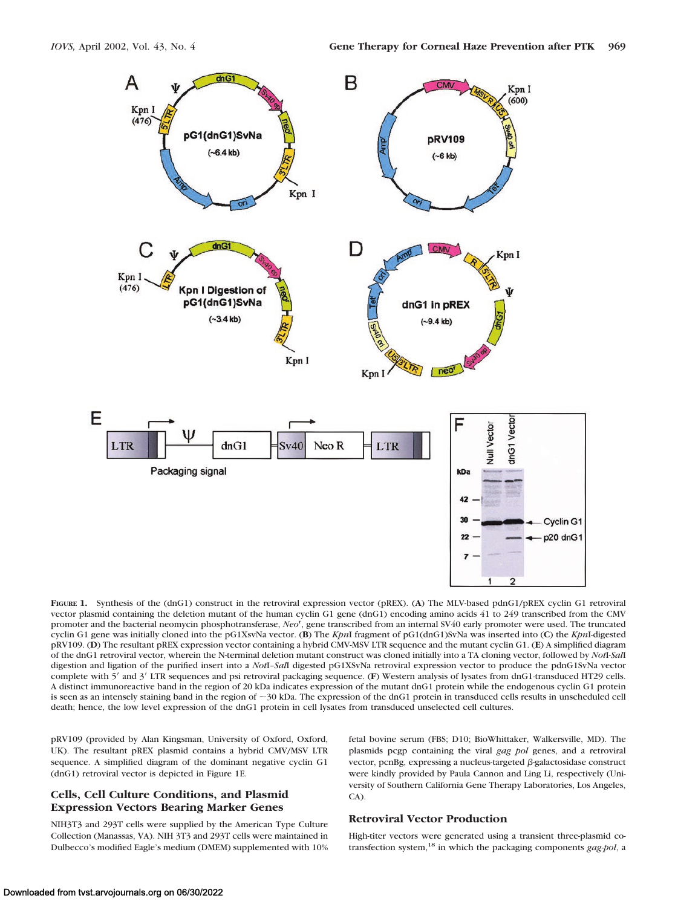**Figure 1.** Synthesis of the (dnG1) construct in the retroviral expression vector (pREX). (**A**) The MLV-based pdnG1/pREX cyclin G1 retroviral vector plasmid containing the deletion mutant of the human cyclin G1 gene (dnG1) encoding amino acids 41 to 249 transcribed from the CMV promoter and the bacterial neomycin phosphotransferase, *Neo*$^r$, gene transcribed from an internal SV40 early promoter were used. The truncated cyclin G1 gene was initially cloned into the pG1XsvNa vector. (**B**) The *Kpn*I fragment of pG1(dnG1)SvNa was inserted into (**C**) the *Kpn*I-digested pRV109. (**D**) The resultant pREX expression vector containing a hybrid CMV-MSV LTR sequence and the mutant cyclin G1. (**E**) A simplified diagram of the dnG1 retroviral vector, wherein the N-terminal deletion mutant construct was cloned initially into a TA cloning vector, followed by *Not*I-*Sal*I digestion and ligation of the purified insert into a *Not*I–*Sal*I digested pG1XSvNa retroviral expression vector to produce the pdnG1SvNa vector complete with 5′ and 3′ LTR sequences and psi retroviral packaging sequence. (**F**) Western analysis of lysates from dnG1-transduced HT29 cells. A distinct immunoreactive band in the region of 20 kDa indicates expression of the mutant dnG1 protein while the endogenous cyclin G1 protein is seen as an intensely staining band in the region of ~30 kDa. The expression of the dnG1 protein in transduced cells results in unscheduled cell death; hence, the low level expression of the dnG1 protein in cell lysates from transduced unselected cell cultures.

pRV109 (provided by Alan Kingsman, University of Oxford, Oxford, UK). The resultant pREX plasmid contains a hybrid CMV/MSV LTR sequence. A simplified diagram of the dominant negative cyclin G1 (dnG1) retroviral vector is depicted in Figure 1E.

## Cells, Cell Culture Conditions, and Plasmid Expression Vectors Bearing Marker Genes

NIH3T3 and 293T cells were supplied by the American Type Culture Collection (Manassas, VA). NIH 3T3 and 293T cells were maintained in Dulbecco's modified Eagle's medium (DMEM) supplemented with 10% fetal bovine serum (FBS; D10; BioWhittaker, Walkersville, MD). The plasmids pcgp containing the viral *gag pol* genes, and a retroviral vector, pcnBg, expressing a nucleus-targeted β-galactosidase construct were kindly provided by Paula Cannon and Ling Li, respectively (University of Southern California Gene Therapy Laboratories, Los Angeles, CA).

## Retroviral Vector Production

High-titer vectors were generated using a transient three-plasmid co-transfection system,[18] in which the packaging components *gag-pol*, a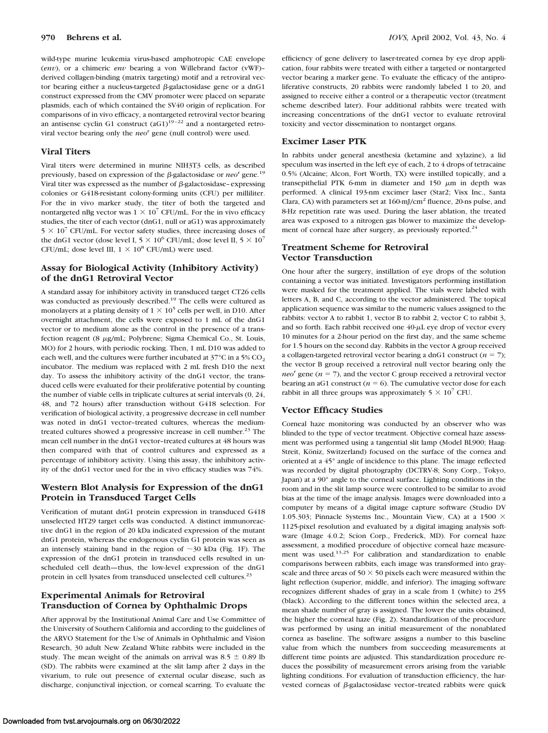wild-type murine leukemia virus-based amphotropic CAE envelope (*env*), or a chimeric *env* bearing a von Willebrand factor (vWF)–derived collagen-binding (matrix targeting) motif and a retroviral vector bearing either a nucleus-targeted β-galactosidase gene or a dnG1 construct expressed from the CMV promoter were placed on separate plasmids, each of which contained the SV40 origin of replication. For comparisons of in vivo efficacy, a nontargeted retroviral vector bearing an antisense cyclin G1 construct (aG1)[19–22] and a nontargeted retroviral vector bearing only the *neo*$^r$ gene (null control) were used.

## Viral Titers

Viral titers were determined in murine NIH3T3 cells, as described previously, based on expression of the β-galactosidase or *neo*$^r$ gene.[19] Viral titer was expressed as the number of β-galactosidase–expressing colonies or G418-resistant colony-forming units (CFU) per milliliter. For the in vivo marker study, the titer of both the targeted and nontargeted nBg vector was $1 \times 10^7$ CFU/mL. For the in vivo efficacy studies, the titer of each vector (dnG1, null or aG1) was approximately $5 \times 10^7$ CFU/mL. For vector safety studies, three increasing doses of the dnG1 vector (dose level I, $5 \times 10^6$ CFU/mL; dose level II, $5 \times 10^7$ CFU/mL; dose level III, $1 \times 10^8$ CFU/mL) were used.

## Assay for Biological Activity (Inhibitory Activity) of the dnG1 Retroviral Vector

A standard assay for inhibitory activity in transduced target CT26 cells was conducted as previously described.[19] The cells were cultured as monolayers at a plating density of $1 \times 10^5$ cells per well, in D10. After overnight attachment, the cells were exposed to 1 mL of the dnG1 vector or to medium alone as the control in the presence of a transfection reagent (8 μg/mL; Polybrene; Sigma Chemical Co., St. Louis, MO) for 2 hours, with periodic rocking. Then, 1 mL D10 was added to each well, and the cultures were further incubated at 37°C in a 5% $CO_2$ incubator. The medium was replaced with 2 mL fresh D10 the next day. To assess the inhibitory activity of the dnG1 vector, the transduced cells were evaluated for their proliferative potential by counting the number of viable cells in triplicate cultures at serial intervals (0, 24, 48, and 72 hours) after transduction without G418 selection. For verification of biological activity, a progressive decrease in cell number was noted in dnG1 vector–treated cultures, whereas the medium-treated cultures showed a progressive increase in cell number.[23] The mean cell number in the dnG1 vector–treated cultures at 48 hours was then compared with that of control cultures and expressed as a percentage of inhibitory activity. Using this assay, the inhibitory activity of the dnG1 vector used for the in vivo efficacy studies was 74%.

## Western Blot Analysis for Expression of the dnG1 Protein in Transduced Target Cells

Verification of mutant dnG1 protein expression in transduced G418 unselected HT29 target cells was conducted. A distinct immunoreactive dnG1 in the region of 20 kDa indicated expression of the mutant dnG1 protein, whereas the endogenous cyclin G1 protein was seen as an intensely staining band in the region of ~30 kDa (Fig. 1F). The expression of the dnG1 protein in transduced cells resulted in unscheduled cell death—thus, the low-level expression of the dnG1 protein in cell lysates from transduced unselected cell cultures.[23]

## Experimental Animals for Retroviral Transduction of Cornea by Ophthalmic Drops

After approval by the Institutional Animal Care and Use Committee of the University of Southern California and according to the guidelines of the ARVO Statement for the Use of Animals in Ophthalmic and Vision Research, 30 adult New Zealand White rabbits were included in the study. The mean weight of the animals on arrival was 8.5 ± 0.89 lb (SD). The rabbits were examined at the slit lamp after 2 days in the vivarium, to rule out presence of external ocular disease, such as discharge, conjunctival injection, or corneal scarring. To evaluate the efficiency of gene delivery to laser-treated cornea by eye drop application, four rabbits were treated with either a targeted or nontargeted vector bearing a marker gene. To evaluate the efficacy of the antiproliferative constructs, 20 rabbits were randomly labeled 1 to 20, and assigned to receive either a control or a therapeutic vector (treatment scheme described later). Four additional rabbits were treated with increasing concentrations of the dnG1 vector to evaluate retroviral toxicity and vector dissemination to nontarget organs.

## Excimer Laser PTK

In rabbits under general anesthesia (ketamine and xylazine), a lid speculum was inserted in the left eye of each, 2 to 4 drops of tetracaine 0.5% (Alcaine; Alcon, Fort Worth, TX) were instilled topically, and a transepithelial PTK 6-mm in diameter and 150 μm in depth was performed. A clinical 193-nm excimer laser (Star2; Visx Inc., Santa Clara, CA) with parameters set at 160-mJ/cm$^2$ fluence, 20-ns pulse, and 8-Hz repetition rate was used. During the laser ablation, the treated area was exposed to a nitrogen gas blower to maximize the development of corneal haze after surgery, as previously reported.[24]

## Treatment Scheme for Retroviral Vector Transduction

One hour after the surgery, instillation of eye drops of the solution containing a vector was initiated. Investigators performing instillation were masked for the treatment applied. The vials were labeled with letters A, B, and C, according to the vector administered. The topical application sequence was similar to the numeric values assigned to the rabbits: vector A to rabbit 1, vector B to rabbit 2, vector C to rabbit 3, and so forth. Each rabbit received one 40-μL eye drop of vector every 10 minutes for a 2-hour period on the first day, and the same scheme for 1.5 hours on the second day. Rabbits in the vector A group received a collagen-targeted retroviral vector bearing a dnG1 construct ($n = 7$); the vector B group received a retroviral null vector bearing only the *neo*$^r$ gene ($n = 7$), and the vector C group received a retroviral vector bearing an aG1 construct ($n = 6$). The cumulative vector dose for each rabbit in all three groups was approximately $5 \times 10^7$ CFU.

## Vector Efficacy Studies

Corneal haze monitoring was conducted by an observer who was blinded to the type of vector treatment. Objective corneal haze assessment was performed using a tangential slit lamp (Model BL900; Haag-Streit, Köniz, Switzerland) focused on the surface of the cornea and oriented at a 45° angle of incidence to this plane. The image reflected was recorded by digital photography (DCTRV-8; Sony Corp., Tokyo, Japan) at a 90° angle to the corneal surface. Lighting conditions in the room and in the slit lamp source were controlled to be similar to avoid bias at the time of the image analysis. Images were downloaded into a computer by means of a digital image capture software (Studio DV 1.05.303; Pinnacle Systems Inc., Mountain View, CA) at a 1500 × 1125-pixel resolution and evaluated by a digital imaging analysis software (Image 4.0.2; Scion Corp., Frederick, MD). For corneal haze assessment, a modified procedure of objective corneal haze measurement was used.[13,25] For calibration and standardization to enable comparisons between rabbits, each image was transformed into grayscale and three areas of 50 × 50 pixels each were measured within the light reflection (superior, middle, and inferior). The imaging software recognizes different shades of gray in a scale from 1 (white) to 255 (black). According to the different tones within the selected area, a mean shade number of gray is assigned. The lower the units obtained, the higher the corneal haze (Fig. 2). Standardization of the procedure was performed by using an initial measurement of the nonablated cornea as baseline. The software assigns a number to this baseline value from which the numbers from succeeding measurements at different time points are adjusted. This standardization procedure reduces the possibility of measurement errors arising from the variable lighting conditions. For evaluation of transduction efficiency, the harvested corneas of β-galactosidase vector–treated rabbits were quick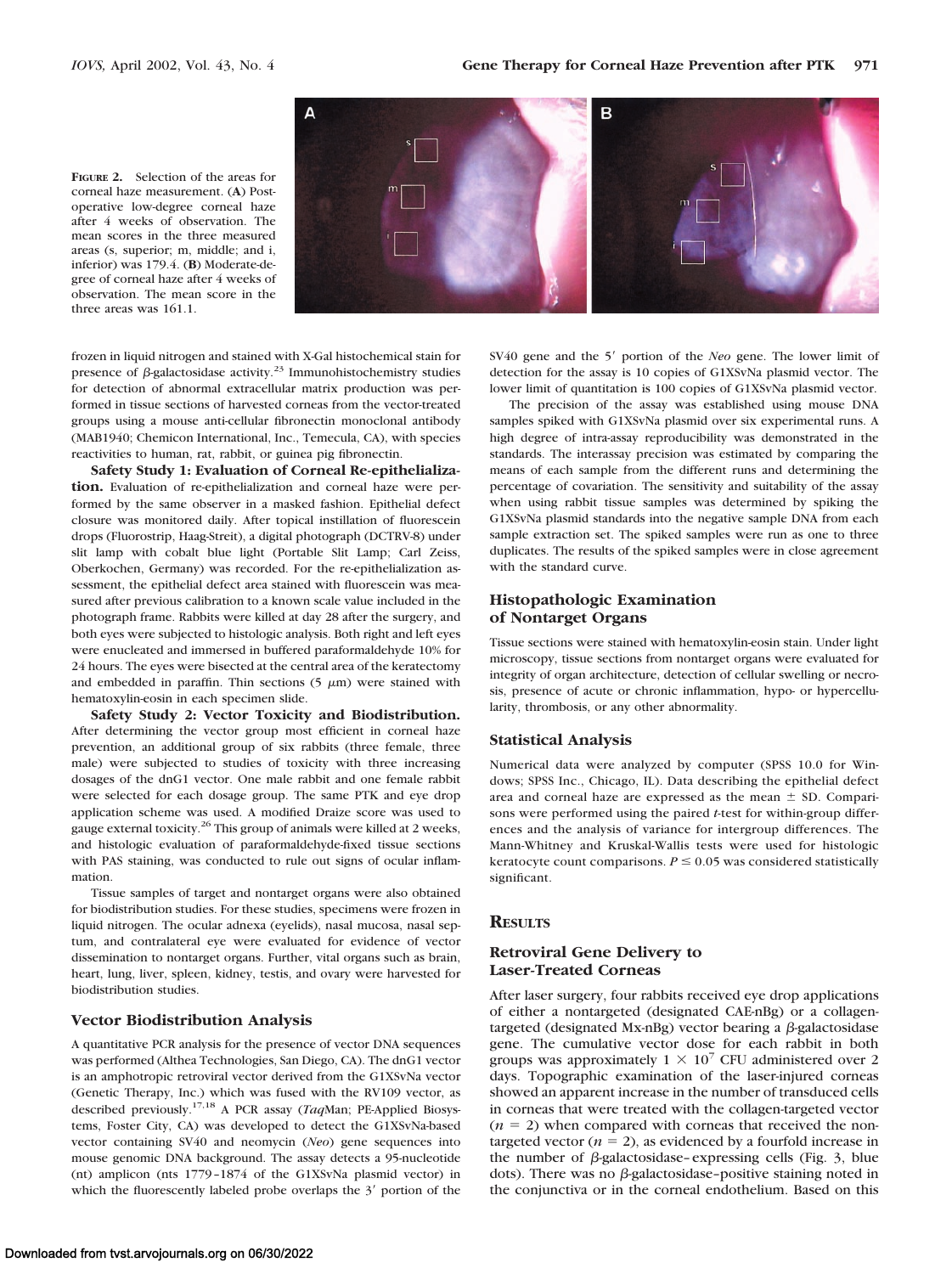**Figure 2.** Selection of the areas for corneal haze measurement. (**A**) Postoperative low-degree corneal haze after 4 weeks of observation. The mean scores in the three measured areas (s, superior; m, middle; and i, inferior) was 179.4. (**B**) Moderate-degree of corneal haze after 4 weeks of observation. The mean score in the three areas was 161.1.

frozen in liquid nitrogen and stained with X-Gal histochemical stain for presence of β-galactosidase activity.[23] Immunohistochemistry studies for detection of abnormal extracellular matrix production was performed in tissue sections of harvested corneas from the vector-treated groups using a mouse anti-cellular fibronectin monoclonal antibody (MAB1940; Chemicon International, Inc., Temecula, CA), with species reactivities to human, rat, rabbit, or guinea pig fibronectin.

**Safety Study 1: Evaluation of Corneal Re-epithelialization.** Evaluation of re-epithelialization and corneal haze were performed by the same observer in a masked fashion. Epithelial defect closure was monitored daily. After topical instillation of fluorescein drops (Fluorostrip, Haag-Streit), a digital photograph (DCTRV-8) under slit lamp with cobalt blue light (Portable Slit Lamp; Carl Zeiss, Oberkochen, Germany) was recorded. For the re-epithelialization assessment, the epithelial defect area stained with fluorescein was measured after previous calibration to a known scale value included in the photograph frame. Rabbits were killed at day 28 after the surgery, and both eyes were subjected to histologic analysis. Both right and left eyes were enucleated and immersed in buffered paraformaldehyde 10% for 24 hours. The eyes were bisected at the central area of the keratectomy and embedded in paraffin. Thin sections (5 μm) were stained with hematoxylin-eosin in each specimen slide.

**Safety Study 2: Vector Toxicity and Biodistribution.** After determining the vector group most efficient in corneal haze prevention, an additional group of six rabbits (three female, three male) were subjected to studies of toxicity with three increasing dosages of the dnG1 vector. One male rabbit and one female rabbit were selected for each dosage group. The same PTK and eye drop application scheme was used. A modified Draize score was used to gauge external toxicity.[26] This group of animals were killed at 2 weeks, and histologic evaluation of paraformaldehyde-fixed tissue sections with PAS staining, was conducted to rule out signs of ocular inflammation.

Tissue samples of target and nontarget organs were also obtained for biodistribution studies. For these studies, specimens were frozen in liquid nitrogen. The ocular adnexa (eyelids), nasal mucosa, nasal septum, and contralateral eye were evaluated for evidence of vector dissemination to nontarget organs. Further, vital organs such as brain, heart, lung, liver, spleen, kidney, testis, and ovary were harvested for biodistribution studies.

### Vector Biodistribution Analysis

A quantitative PCR analysis for the presence of vector DNA sequences was performed (Althea Technologies, San Diego, CA). The dnG1 vector is an amphotropic retroviral vector derived from the G1XSvNa vector (Genetic Therapy, Inc.) which was fused with the RV109 vector, as described previously.[17,18] A PCR assay (*Taq*Man; PE-Applied Biosystems, Foster City, CA) was developed to detect the G1XSvNa-based vector containing SV40 and neomycin (*Neo*) gene sequences into mouse genomic DNA background. The assay detects a 95-nucleotide (nt) amplicon (nts 1779–1874 of the G1XSvNa plasmid vector) in which the fluorescently labeled probe overlaps the 3′ portion of the SV40 gene and the 5′ portion of the *Neo* gene. The lower limit of detection for the assay is 10 copies of G1XSvNa plasmid vector. The lower limit of quantitation is 100 copies of G1XSvNa plasmid vector.

The precision of the assay was established using mouse DNA samples spiked with G1XSvNa plasmid over six experimental runs. A high degree of intra-assay reproducibility was demonstrated in the standards. The interassay precision was estimated by comparing the means of each sample from the different runs and determining the percentage of covariation. The sensitivity and suitability of the assay when using rabbit tissue samples was determined by spiking the G1XSvNa plasmid standards into the negative sample DNA from each sample extraction set. The spiked samples were run as one to three duplicates. The results of the spiked samples were in close agreement with the standard curve.

### Histopathologic Examination of Nontarget Organs

Tissue sections were stained with hematoxylin-eosin stain. Under light microscopy, tissue sections from nontarget organs were evaluated for integrity of organ architecture, detection of cellular swelling or necrosis, presence of acute or chronic inflammation, hypo- or hypercellularity, thrombosis, or any other abnormality.

### Statistical Analysis

Numerical data were analyzed by computer (SPSS 10.0 for Windows; SPSS Inc., Chicago, IL). Data describing the epithelial defect area and corneal haze are expressed as the mean ± SD. Comparisons were performed using the paired *t*-test for within-group differences and the analysis of variance for intergroup differences. The Mann-Whitney and Kruskal-Wallis tests were used for histologic keratocyte count comparisons. $P \leq 0.05$ was considered statistically significant.

## Results

### Retroviral Gene Delivery to Laser-Treated Corneas

After laser surgery, four rabbits received eye drop applications of either a nontargeted (designated CAE-nBg) or a collagen-targeted (designated Mx-nBg) vector bearing a β-galactosidase gene. The cumulative vector dose for each rabbit in both groups was approximately $1 \times 10^7$ CFU administered over 2 days. Topographic examination of the laser-injured corneas showed an apparent increase in the number of transduced cells in corneas that were treated with the collagen-targeted vector ($n = 2$) when compared with corneas that received the nontargeted vector ($n = 2$), as evidenced by a fourfold increase in the number of β-galactosidase–expressing cells (Fig. 3, blue dots). There was no β-galactosidase–positive staining noted in the conjunctiva or in the corneal endothelium. Based on this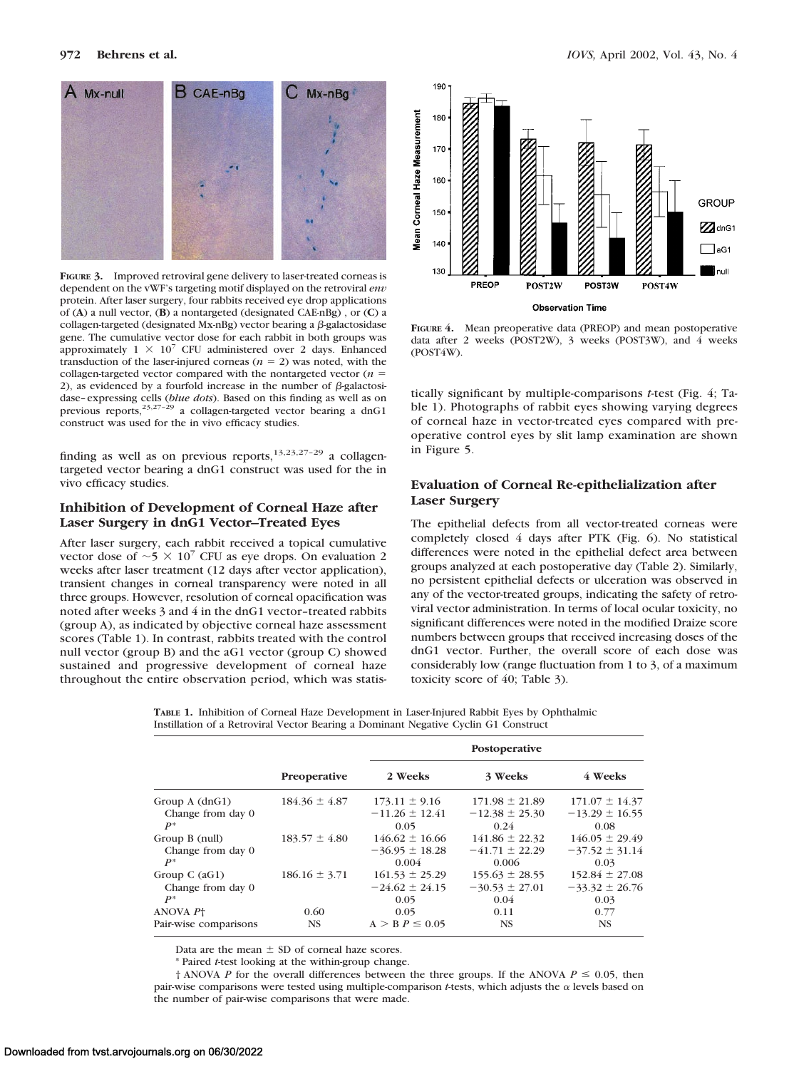**FIGURE 3.** Improved retroviral gene delivery to laser-treated corneas is dependent on the vWF's targeting motif displayed on the retroviral *env* protein. After laser surgery, four rabbits received eye drop applications of (**A**) a null vector, (**B**) a nontargeted (designated CAE-nBg) , or (**C**) a collagen-targeted (designated Mx-nBg) vector bearing a β-galactosidase gene. The cumulative vector dose for each rabbit in both groups was approximately $1 \times 10^7$ CFU administered over 2 days. Enhanced transduction of the laser-injured corneas ($n = 2$) was noted, with the collagen-targeted vector compared with the nontargeted vector ($n = 2$), as evidenced by a fourfold increase in the number of β-galactosidase–expressing cells (*blue dots*). Based on this finding as well as on previous reports,[23,27–29] a collagen-targeted vector bearing a dnG1 construct was used for the in vivo efficacy studies.

finding as well as on previous reports,[13,23,27–29] a collagen-targeted vector bearing a dnG1 construct was used for the in vivo efficacy studies.

### Inhibition of Development of Corneal Haze after Laser Surgery in dnG1 Vector–Treated Eyes

After laser surgery, each rabbit received a topical cumulative vector dose of $\sim 5 \times 10^7$ CFU as eye drops. On evaluation 2 weeks after laser treatment (12 days after vector application), transient changes in corneal transparency were noted in all three groups. However, resolution of corneal opacification was noted after weeks 3 and 4 in the dnG1 vector–treated rabbits (group A), as indicated by objective corneal haze assessment scores (Table 1). In contrast, rabbits treated with the control null vector (group B) and the aG1 vector (group C) showed sustained and progressive development of corneal haze throughout the entire observation period, which was statistically significant by multiple-comparisons *t*-test (Fig. 4; Table 1). Photographs of rabbit eyes showing varying degrees of corneal haze in vector-treated eyes compared with preoperative control eyes by slit lamp examination are shown in Figure 5.

**FIGURE 4.** Mean preoperative data (PREOP) and mean postoperative data after 2 weeks (POST2W), 3 weeks (POST3W), and 4 weeks (POST4W).

### Evaluation of Corneal Re-epithelialization after Laser Surgery

The epithelial defects from all vector-treated corneas were completely closed 4 days after PTK (Fig. 6). No statistical differences were noted in the epithelial defect area between groups analyzed at each postoperative day (Table 2). Similarly, no persistent epithelial defects or ulceration was observed in any of the vector-treated groups, indicating the safety of retroviral vector administration. In terms of local ocular toxicity, no significant differences were noted in the modified Draize score numbers between groups that received increasing doses of the dnG1 vector. Further, the overall score of each dose was considerably low (range fluctuation from 1 to 3, of a maximum toxicity score of 40; Table 3).

**TABLE 1.** Inhibition of Corneal Haze Development in Laser-Injured Rabbit Eyes by Ophthalmic Instillation of a Retroviral Vector Bearing a Dominant Negative Cyclin G1 Construct

| | Preoperative | Postoperative | | |
|---|---|---|---|---|
| | | 2 Weeks | 3 Weeks | 4 Weeks |
| Group A (dnG1) | 184.36 ± 4.87 | 173.11 ± 9.16 | 171.98 ± 21.89 | 171.07 ± 14.37 |
| Change from day 0 | | −11.26 ± 12.41 | −12.38 ± 25.30 | −13.29 ± 16.55 |
| $P$* | | 0.05 | 0.24 | 0.08 |
| Group B (null) | 183.57 ± 4.80 | 146.62 ± 16.66 | 141.86 ± 22.32 | 146.05 ± 29.49 |
| Change from day 0 | | −36.95 ± 18.28 | −41.71 ± 22.29 | −37.52 ± 31.14 |
| $P$* | | 0.004 | 0.006 | 0.03 |
| Group C (aG1) | 186.16 ± 3.71 | 161.53 ± 25.29 | 155.63 ± 28.55 | 152.84 ± 27.08 |
| Change from day 0 | | −24.62 ± 24.15 | −30.53 ± 27.01 | −33.32 ± 26.76 |
| $P$* | | 0.05 | 0.04 | 0.03 |
| ANOVA $P$† | 0.60 | 0.05 | 0.11 | 0.77 |
| Pair-wise comparisons | NS | A > B $P \leq 0.05$ | NS | NS |

Data are the mean ± SD of corneal haze scores.

\* Paired *t*-test looking at the within-group change.

† ANOVA $P$ for the overall differences between the three groups. If the ANOVA $P \leq 0.05$, then pair-wise comparisons were tested using multiple-comparison *t*-tests, which adjusts the α levels based on the number of pair-wise comparisons that were made.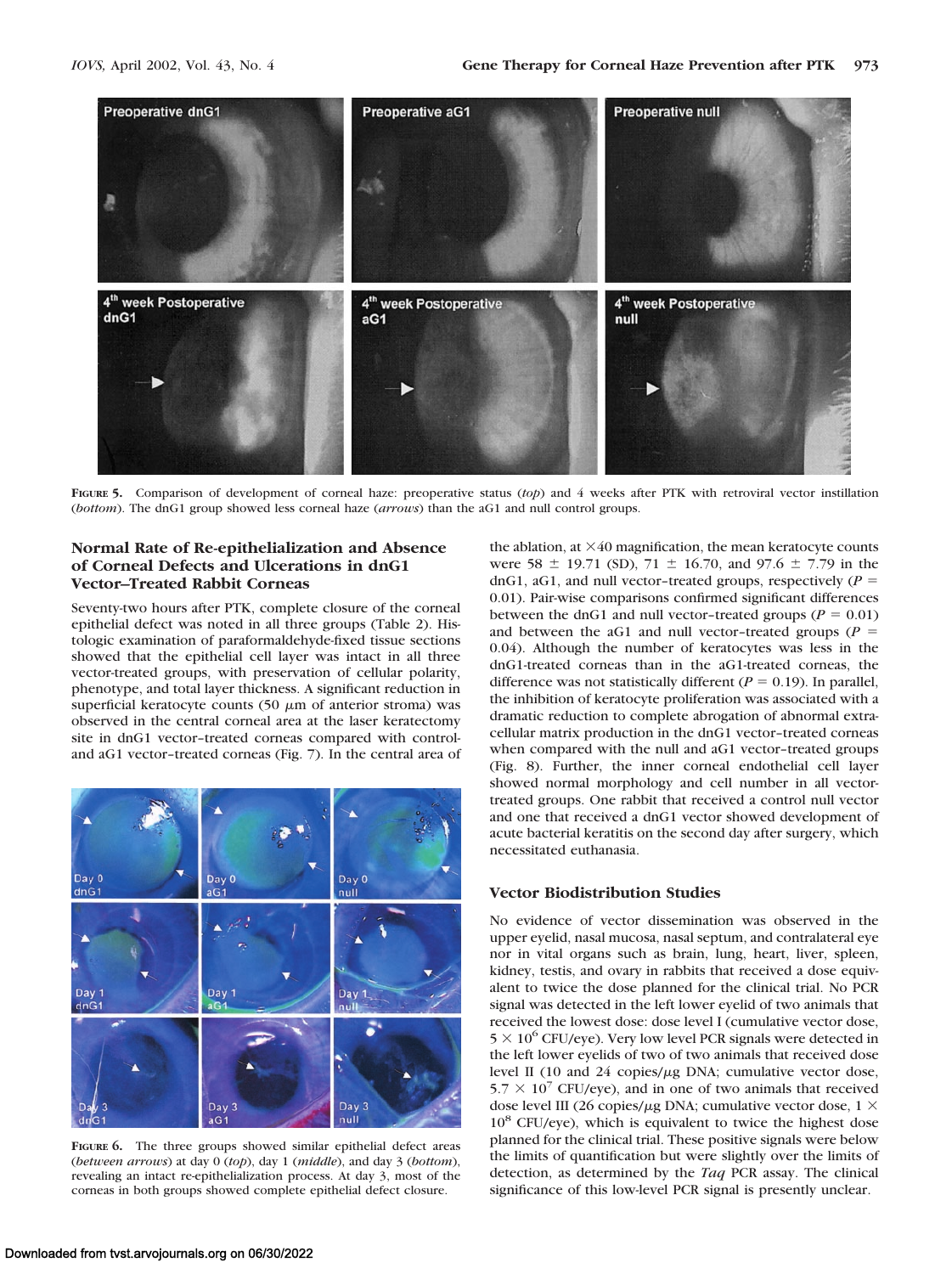**FIGURE 5.** Comparison of development of corneal haze: preoperative status (*top*) and 4 weeks after PTK with retroviral vector instillation (*bottom*). The dnG1 group showed less corneal haze (*arrows*) than the aG1 and null control groups.

## Normal Rate of Re-epithelialization and Absence of Corneal Defects and Ulcerations in dnG1 Vector–Treated Rabbit Corneas

Seventy-two hours after PTK, complete closure of the corneal epithelial defect was noted in all three groups (Table 2). Histologic examination of paraformaldehyde-fixed tissue sections showed that the epithelial cell layer was intact in all three vector-treated groups, with preservation of cellular polarity, phenotype, and total layer thickness. A significant reduction in superficial keratocyte counts (50 $\mu$m of anterior stroma) was observed in the central corneal area at the laser keratectomy site in dnG1 vector–treated corneas compared with control- and aG1 vector–treated corneas (Fig. 7). In the central area of the ablation, at $\times 40$ magnification, the mean keratocyte counts were $58 \pm 19.71$ (SD), $71 \pm 16.70$, and $97.6 \pm 7.79$ in the dnG1, aG1, and null vector–treated groups, respectively ($P = 0.01$). Pair-wise comparisons confirmed significant differences between the dnG1 and null vector–treated groups ($P = 0.01$) and between the aG1 and null vector–treated groups ($P = 0.04$). Although the number of keratocytes was less in the dnG1-treated corneas than in the aG1-treated corneas, the difference was not statistically different ($P = 0.19$). In parallel, the inhibition of keratocyte proliferation was associated with a dramatic reduction to complete abrogation of abnormal extracellular matrix production in the dnG1 vector–treated corneas when compared with the null and aG1 vector–treated groups (Fig. 8). Further, the inner corneal endothelial cell layer showed normal morphology and cell number in all vector-treated groups. One rabbit that received a control null vector and one that received a dnG1 vector showed development of acute bacterial keratitis on the second day after surgery, which necessitated euthanasia.

**FIGURE 6.** The three groups showed similar epithelial defect areas (*between arrows*) at day 0 (*top*), day 1 (*middle*), and day 3 (*bottom*), revealing an intact re-epithelialization process. At day 3, most of the corneas in both groups showed complete epithelial defect closure.

## Vector Biodistribution Studies

No evidence of vector dissemination was observed in the upper eyelid, nasal mucosa, nasal septum, and contralateral eye nor in vital organs such as brain, lung, heart, liver, spleen, kidney, testis, and ovary in rabbits that received a dose equivalent to twice the dose planned for the clinical trial. No PCR signal was detected in the left lower eyelid of two animals that received the lowest dose: dose level I (cumulative vector dose, $5 \times 10^6$ CFU/eye). Very low level PCR signals were detected in the left lower eyelids of two of two animals that received dose level II (10 and 24 copies/$\mu$g DNA; cumulative vector dose, $5.7 \times 10^7$ CFU/eye), and in one of two animals that received dose level III (26 copies/$\mu$g DNA; cumulative vector dose, $1 \times 10^8$ CFU/eye), which is equivalent to twice the highest dose planned for the clinical trial. These positive signals were below the limits of quantification but were slightly over the limits of detection, as determined by the *Taq* PCR assay. The clinical significance of this low-level PCR signal is presently unclear.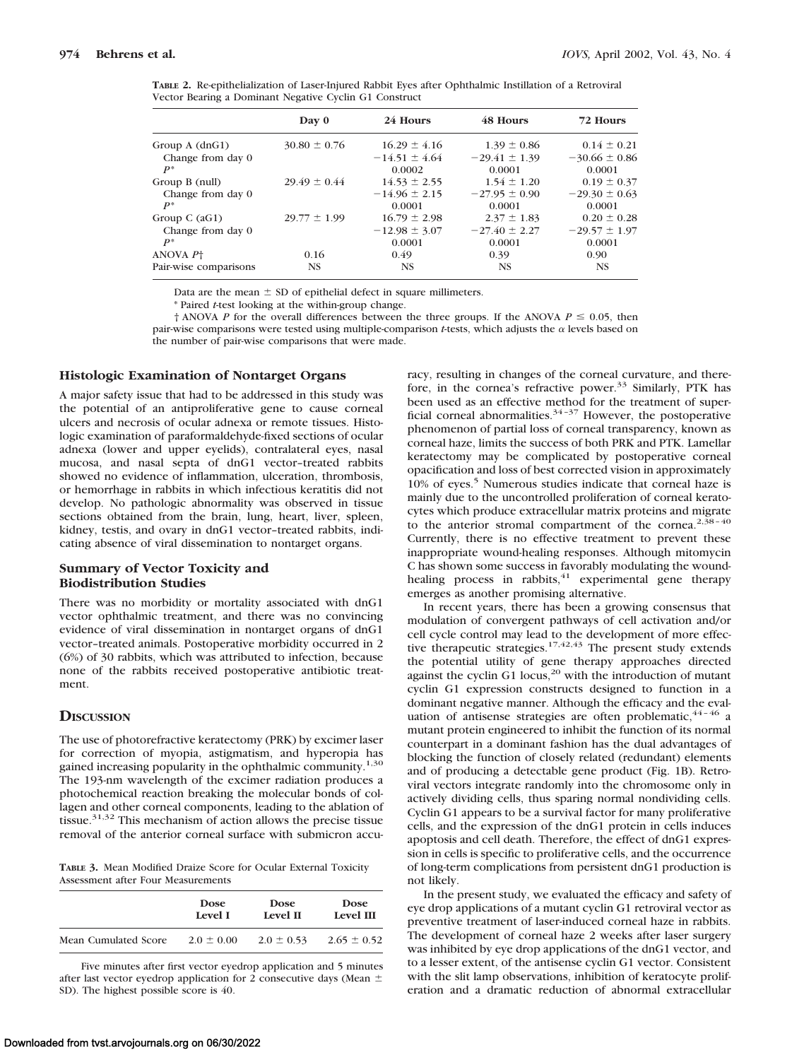**TABLE 2.** Re-epithelialization of Laser-Injured Rabbit Eyes after Ophthalmic Instillation of a Retroviral Vector Bearing a Dominant Negative Cyclin G1 Construct

| | Day 0 | 24 Hours | 48 Hours | 72 Hours |
|---|---|---|---|---|
| Group A (dnG1) | 30.80 ± 0.76 | 16.29 ± 4.16 | 1.39 ± 0.86 | 0.14 ± 0.21 |
| Change from day 0 | | −14.51 ± 4.64 | −29.41 ± 1.39 | −30.66 ± 0.86 |
| $P$* | | 0.0002 | 0.0001 | 0.0001 |
| Group B (null) | 29.49 ± 0.44 | 14.53 ± 2.55 | 1.54 ± 1.20 | 0.19 ± 0.37 |
| Change from day 0 | | −14.96 ± 2.15 | −27.95 ± 0.90 | −29.30 ± 0.63 |
| $P$* | | 0.0001 | 0.0001 | 0.0001 |
| Group C (aG1) | 29.77 ± 1.99 | 16.79 ± 2.98 | 2.37 ± 1.83 | 0.20 ± 0.28 |
| Change from day 0 | | −12.98 ± 3.07 | −27.40 ± 2.27 | −29.57 ± 1.97 |
| $P$* | | 0.0001 | 0.0001 | 0.0001 |
| ANOVA $P$† | 0.16 | 0.49 | 0.39 | 0.90 |
| Pair-wise comparisons | NS | NS | NS | NS |

Data are the mean ± SD of epithelial defect in square millimeters.

\* Paired $t$-test looking at the within-group change.

† ANOVA $P$ for the overall differences between the three groups. If the ANOVA $P \leq 0.05$, then pair-wise comparisons were tested using multiple-comparison $t$-tests, which adjusts the $\alpha$ levels based on the number of pair-wise comparisons that were made.

### Histologic Examination of Nontarget Organs

A major safety issue that had to be addressed in this study was the potential of an antiproliferative gene to cause corneal ulcers and necrosis of ocular adnexa or remote tissues. Histologic examination of paraformaldehyde-fixed sections of ocular adnexa (lower and upper eyelids), contralateral eyes, nasal mucosa, and nasal septa of dnG1 vector–treated rabbits showed no evidence of inflammation, ulceration, thrombosis, or hemorrhage in rabbits in which infectious keratitis did not develop. No pathologic abnormality was observed in tissue sections obtained from the brain, lung, heart, liver, spleen, kidney, testis, and ovary in dnG1 vector–treated rabbits, indicating absence of viral dissemination to nontarget organs.

### Summary of Vector Toxicity and Biodistribution Studies

There was no morbidity or mortality associated with dnG1 vector ophthalmic treatment, and there was no convincing evidence of viral dissemination in nontarget organs of dnG1 vector–treated animals. Postoperative morbidity occurred in 2 (6%) of 30 rabbits, which was attributed to infection, because none of the rabbits received postoperative antibiotic treatment.

## Discussion

The use of photorefractive keratectomy (PRK) by excimer laser for correction of myopia, astigmatism, and hyperopia has gained increasing popularity in the ophthalmic community.[1,30] The 193-nm wavelength of the excimer radiation produces a photochemical reaction breaking the molecular bonds of collagen and other corneal components, leading to the ablation of tissue.[31,32] This mechanism of action allows the precise tissue removal of the anterior corneal surface with submicron accuracy, resulting in changes of the corneal curvature, and therefore, in the cornea's refractive power.[33] Similarly, PTK has been used as an effective method for the treatment of superficial corneal abnormalities.[34–37] However, the postoperative phenomenon of partial loss of corneal transparency, known as corneal haze, limits the success of both PRK and PTK. Lamellar keratectomy may be complicated by postoperative corneal opacification and loss of best corrected vision in approximately 10% of eyes.[5] Numerous studies indicate that corneal haze is mainly due to the uncontrolled proliferation of corneal keratocytes which produce extracellular matrix proteins and migrate to the anterior stromal compartment of the cornea.[2,38–40] Currently, there is no effective treatment to prevent these inappropriate wound-healing responses. Although mitomycin C has shown some success in favorably modulating the wound-healing process in rabbits,[41] experimental gene therapy emerges as another promising alternative.

In recent years, there has been a growing consensus that modulation of convergent pathways of cell activation and/or cell cycle control may lead to the development of more effective therapeutic strategies.[17,42,43] The present study extends the potential utility of gene therapy approaches directed against the cyclin G1 locus,[20] with the introduction of mutant cyclin G1 expression constructs designed to function in a dominant negative manner. Although the efficacy and the evaluation of antisense strategies are often problematic,[44–46] a mutant protein engineered to inhibit the function of its normal counterpart in a dominant fashion has the dual advantages of blocking the function of closely related (redundant) elements and of producing a detectable gene product (Fig. 1B). Retroviral vectors integrate randomly into the chromosome only in actively dividing cells, thus sparing normal nondividing cells. Cyclin G1 appears to be a survival factor for many proliferative cells, and the expression of the dnG1 protein in cells induces apoptosis and cell death. Therefore, the effect of dnG1 expression in cells is specific to proliferative cells, and the occurrence of long-term complications from persistent dnG1 production is not likely.

In the present study, we evaluated the efficacy and safety of eye drop applications of a mutant cyclin G1 retroviral vector as preventive treatment of laser-induced corneal haze in rabbits. The development of corneal haze 2 weeks after laser surgery was inhibited by eye drop applications of the dnG1 vector, and to a lesser extent, of the antisense cyclin G1 vector. Consistent with the slit lamp observations, inhibition of keratocyte proliferation and a dramatic reduction of abnormal extracellular

**TABLE 3.** Mean Modified Draize Score for Ocular External Toxicity Assessment after Four Measurements

| | Dose Level I | Dose Level II | Dose Level III |
|---|---|---|---|
| Mean Cumulated Score | 2.0 ± 0.00 | 2.0 ± 0.53 | 2.65 ± 0.52 |

Five minutes after first vector eyedrop application and 5 minutes after last vector eyedrop application for 2 consecutive days (Mean ± SD). The highest possible score is 40.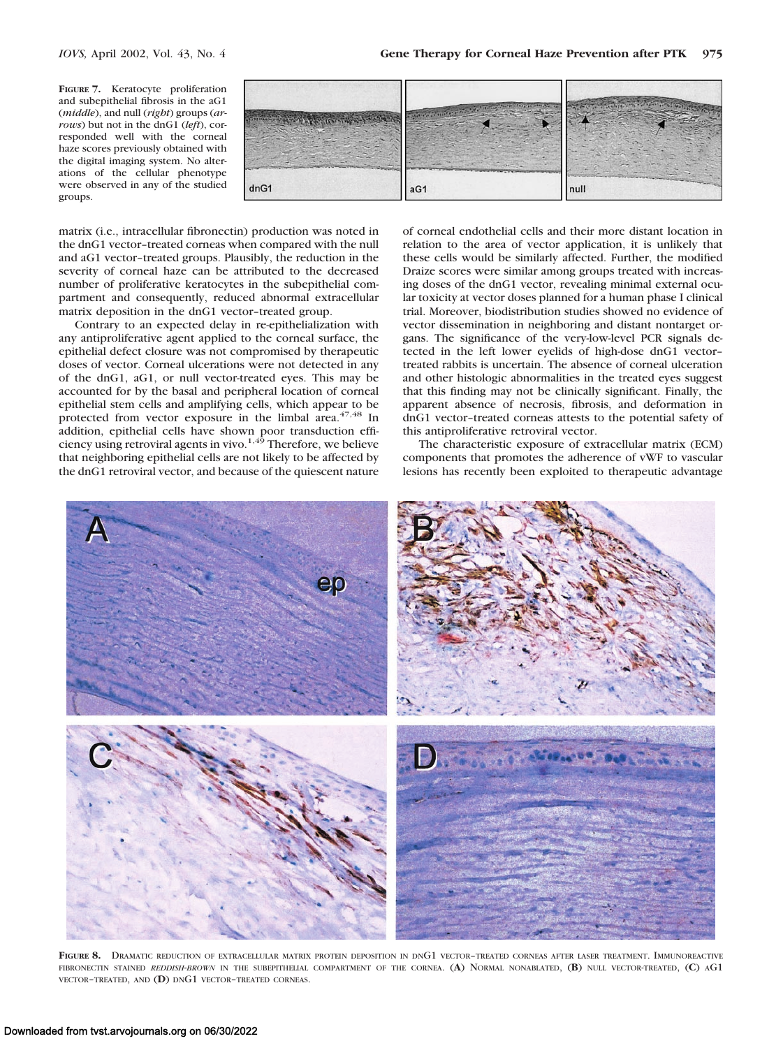**FIGURE 7.** Keratocyte proliferation and subepithelial fibrosis in the aG1 (*middle*), and null (*right*) groups (*arrows*) but not in the dnG1 (*left*), corresponded well with the corneal haze scores previously obtained with the digital imaging system. No alterations of the cellular phenotype were observed in any of the studied groups.

matrix (i.e., intracellular fibronectin) production was noted in the dnG1 vector–treated corneas when compared with the null and aG1 vector–treated groups. Plausibly, the reduction in the severity of corneal haze can be attributed to the decreased number of proliferative keratocytes in the subepithelial compartment and consequently, reduced abnormal extracellular matrix deposition in the dnG1 vector–treated group.

Contrary to an expected delay in re-epithelialization with any antiproliferative agent applied to the corneal surface, the epithelial defect closure was not compromised by therapeutic doses of vector. Corneal ulcerations were not detected in any of the dnG1, aG1, or null vector-treated eyes. This may be accounted for by the basal and peripheral location of corneal epithelial stem cells and amplifying cells, which appear to be protected from vector exposure in the limbal area.[47,48] In addition, epithelial cells have shown poor transduction efficiency using retroviral agents in vivo.[1,49] Therefore, we believe that neighboring epithelial cells are not likely to be affected by the dnG1 retroviral vector, and because of the quiescent nature of corneal endothelial cells and their more distant location in relation to the area of vector application, it is unlikely that these cells would be similarly affected. Further, the modified Draize scores were similar among groups treated with increasing doses of the dnG1 vector, revealing minimal external ocular toxicity at vector doses planned for a human phase I clinical trial. Moreover, biodistribution studies showed no evidence of vector dissemination in neighboring and distant nontarget organs. The significance of the very-low-level PCR signals detected in the left lower eyelids of high-dose dnG1 vector–treated rabbits is uncertain. The absence of corneal ulceration and other histologic abnormalities in the treated eyes suggest that this finding may not be clinically significant. Finally, the apparent absence of necrosis, fibrosis, and deformation in dnG1 vector–treated corneas attests to the potential safety of this antiproliferative retroviral vector.

The characteristic exposure of extracellular matrix (ECM) components that promotes the adherence of vWF to vascular lesions has recently been exploited to therapeutic advantage

**FIGURE 8.** Dramatic reduction of extracellular matrix protein deposition in dnG1 vector–treated corneas after laser treatment. Immunoreactive fibronectin stained *reddish-brown* in the subepithelial compartment of the cornea. (**A**) Normal nonablated, (**B**) null vector–treated, (**C**) aG1 vector–treated, and (**D**) dnG1 vector–treated corneas.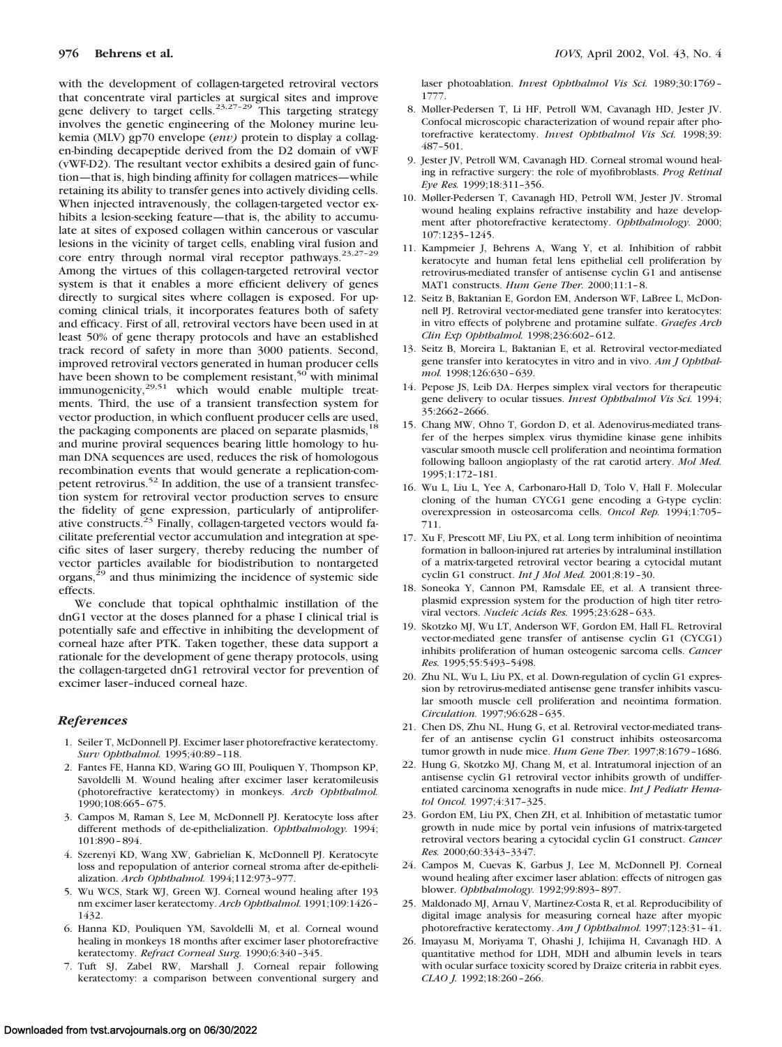with the development of collagen-targeted retroviral vectors that concentrate viral particles at surgical sites and improve gene delivery to target cells.[23,27–29] This targeting strategy involves the genetic engineering of the Moloney murine leukemia (MLV) gp70 envelope (*env)* protein to display a collagen-binding decapeptide derived from the D2 domain of vWF (vWF-D2). The resultant vector exhibits a desired gain of function—that is, high binding affinity for collagen matrices—while retaining its ability to transfer genes into actively dividing cells. When injected intravenously, the collagen-targeted vector exhibits a lesion-seeking feature—that is, the ability to accumulate at sites of exposed collagen within cancerous or vascular lesions in the vicinity of target cells, enabling viral fusion and core entry through normal viral receptor pathways.[23,27–29] Among the virtues of this collagen-targeted retroviral vector system is that it enables a more efficient delivery of genes directly to surgical sites where collagen is exposed. For upcoming clinical trials, it incorporates features both of safety and efficacy. First of all, retroviral vectors have been used in at least 50% of gene therapy protocols and have an established track record of safety in more than 3000 patients. Second, improved retroviral vectors generated in human producer cells have been shown to be complement resistant,[50] with minimal immunogenicity,[29,51] which would enable multiple treatments. Third, the use of a transient transfection system for vector production, in which confluent producer cells are used, the packaging components are placed on separate plasmids,[18] and murine proviral sequences bearing little homology to human DNA sequences are used, reduces the risk of homologous recombination events that would generate a replication-competent retrovirus.[52] In addition, the use of a transient transfection system for retroviral vector production serves to ensure the fidelity of gene expression, particularly of antiproliferative constructs.[23] Finally, collagen-targeted vectors would facilitate preferential vector accumulation and integration at specific sites of laser surgery, thereby reducing the number of vector particles available for biodistribution to nontargeted organs,[29] and thus minimizing the incidence of systemic side effects.

We conclude that topical ophthalmic instillation of the dnG1 vector at the doses planned for a phase I clinical trial is potentially safe and effective in inhibiting the development of corneal haze after PTK. Taken together, these data support a rationale for the development of gene therapy protocols, using the collagen-targeted dnG1 retroviral vector for prevention of excimer laser–induced corneal haze.

## References

1. Seiler T, McDonnell PJ. Excimer laser photorefractive keratectomy. *Surv Ophthalmol.* 1995;40:89–118.
2. Fantes FE, Hanna KD, Waring GO III, Pouliquen Y, Thompson KP, Savoldelli M. Wound healing after excimer laser keratomileusis (photorefractive keratectomy) in monkeys. *Arch Ophthalmol.* 1990;108:665–675.
3. Campos M, Raman S, Lee M, McDonnell PJ. Keratocyte loss after different methods of de-epithelialization. *Ophthalmology.* 1994; 101:890–894.
4. Szerenyi KD, Wang XW, Gabrielian K, McDonnell PJ. Keratocyte loss and repopulation of anterior corneal stroma after de-epithelialization. *Arch Ophthalmol.* 1994;112:973–977.
5. Wu WCS, Stark WJ, Green WJ. Corneal wound healing after 193 nm excimer laser keratectomy. *Arch Ophthalmol.* 1991;109:1426–1432.
6. Hanna KD, Pouliquen YM, Savoldelli M, et al. Corneal wound healing in monkeys 18 months after excimer laser photorefractive keratectomy. *Refract Corneal Surg.* 1990;6:340–345.
7. Tuft SJ, Zabel RW, Marshall J. Corneal repair following keratectomy: a comparison between conventional surgery and laser photoablation. *Invest Ophthalmol Vis Sci.* 1989;30:1769–1777.
8. Møller-Pedersen T, Li HF, Petroll WM, Cavanagh HD, Jester JV. Confocal microscopic characterization of wound repair after photorefractive keratectomy. *Invest Ophthalmol Vis Sci.* 1998;39: 487–501.
9. Jester JV, Petroll WM, Cavanagh HD. Corneal stromal wound healing in refractive surgery: the role of myofibroblasts. *Prog Retinal Eye Res.* 1999;18:311–356.
10. Møller-Pedersen T, Cavanagh HD, Petroll WM, Jester JV. Stromal wound healing explains refractive instability and haze development after photorefractive keratectomy. *Ophthalmology.* 2000; 107:1235–1245.
11. Kampmeier J, Behrens A, Wang Y, et al. Inhibition of rabbit keratocyte and human fetal lens epithelial cell proliferation by retrovirus-mediated transfer of antisense cyclin G1 and antisense MAT1 constructs. *Hum Gene Ther.* 2000;11:1–8.
12. Seitz B, Baktanian E, Gordon EM, Anderson WF, LaBree L, McDonnell PJ. Retroviral vector-mediated gene transfer into keratocytes: in vitro effects of polybrene and protamine sulfate. *Graefes Arch Clin Exp Ophthalmol.* 1998;236:602–612.
13. Seitz B, Moreira L, Baktanian E, et al. Retroviral vector-mediated gene transfer into keratocytes in vitro and in vivo. *Am J Ophthalmol.* 1998;126:630–639.
14. Pepose JS, Leib DA. Herpes simplex viral vectors for therapeutic gene delivery to ocular tissues. *Invest Ophthalmol Vis Sci.* 1994; 35:2662–2666.
15. Chang MW, Ohno T, Gordon D, et al. Adenovirus-mediated transfer of the herpes simplex virus thymidine kinase gene inhibits vascular smooth muscle cell proliferation and neointima formation following balloon angioplasty of the rat carotid artery. *Mol Med.* 1995;1:172–181.
16. Wu L, Liu L, Yee A, Carbonaro-Hall D, Tolo V, Hall F. Molecular cloning of the human CYCG1 gene encoding a G-type cyclin: overexpression in osteosarcoma cells. *Oncol Rep.* 1994;1:705–711.
17. Xu F, Prescott MF, Liu PX, et al. Long term inhibition of neointima formation in balloon-injured rat arteries by intraluminal instillation of a matrix-targeted retroviral vector bearing a cytocidal mutant cyclin G1 construct. *Int J Mol Med.* 2001;8:19–30.
18. Soneoka Y, Cannon PM, Ramsdale EE, et al. A transient three-plasmid expression system for the production of high titer retroviral vectors. *Nucleic Acids Res.* 1995;23:628–633.
19. Skotzko MJ, Wu LT, Anderson WF, Gordon EM, Hall FL. Retroviral vector-mediated gene transfer of antisense cyclin G1 (CYCG1) inhibits proliferation of human osteogenic sarcoma cells. *Cancer Res.* 1995;55:5493–5498.
20. Zhu NL, Wu L, Liu PX, et al. Down-regulation of cyclin G1 expression by retrovirus-mediated antisense gene transfer inhibits vascular smooth muscle cell proliferation and neointima formation. *Circulation.* 1997;96:628–635.
21. Chen DS, Zhu NL, Hung G, et al. Retroviral vector-mediated transfer of an antisense cyclin G1 construct inhibits osteosarcoma tumor growth in nude mice. *Hum Gene Ther.* 1997;8:1679–1686.
22. Hung G, Skotzko MJ, Chang M, et al. Intratumoral injection of an antisense cyclin G1 retroviral vector inhibits growth of undifferentiated carcinoma xenografts in nude mice. *Int J Pediatr Hematol Oncol.* 1997;4:317–325.
23. Gordon EM, Liu PX, Chen ZH, et al. Inhibition of metastatic tumor growth in nude mice by portal vein infusions of matrix-targeted retroviral vectors bearing a cytocidal cyclin G1 construct. *Cancer Res.* 2000;60:3343–3347.
24. Campos M, Cuevas K, Garbus J, Lee M, McDonnell PJ. Corneal wound healing after excimer laser ablation: effects of nitrogen gas blower. *Ophthalmology.* 1992;99:893–897.
25. Maldonado MJ, Arnau V, Martinez-Costa R, et al. Reproducibility of digital image analysis for measuring corneal haze after myopic photorefractive keratectomy. *Am J Ophthalmol.* 1997;123:31–41.
26. Imayasu M, Moriyama T, Ohashi J, Ichijima H, Cavanagh HD. A quantitative method for LDH, MDH and albumin levels in tears with ocular surface toxicity scored by Draize criteria in rabbit eyes. *CLAO J.* 1992;18:260–266.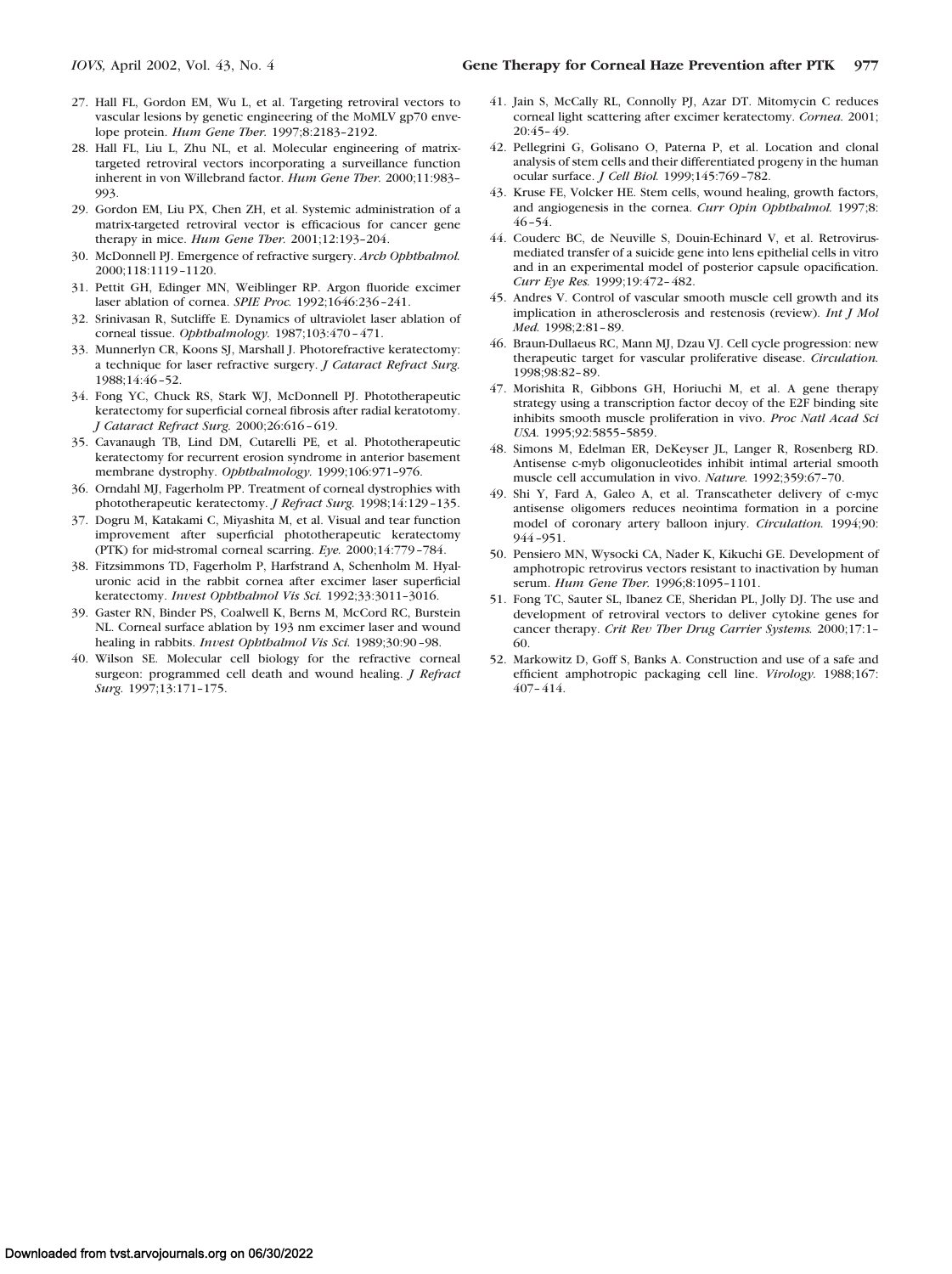27. Hall FL, Gordon EM, Wu L, et al. Targeting retroviral vectors to vascular lesions by genetic engineering of the MoMLV gp70 envelope protein. *Hum Gene Ther.* 1997;8:2183–2192.
28. Hall FL, Liu L, Zhu NL, et al. Molecular engineering of matrix-targeted retroviral vectors incorporating a surveillance function inherent in von Willebrand factor. *Hum Gene Ther.* 2000;11:983–993.
29. Gordon EM, Liu PX, Chen ZH, et al. Systemic administration of a matrix-targeted retroviral vector is efficacious for cancer gene therapy in mice. *Hum Gene Ther.* 2001;12:193–204.
30. McDonnell PJ. Emergence of refractive surgery. *Arch Ophthalmol.* 2000;118:1119–1120.
31. Pettit GH, Edinger MN, Weiblinger RP. Argon fluoride excimer laser ablation of cornea. *SPIE Proc.* 1992;1646:236–241.
32. Srinivasan R, Sutcliffe E. Dynamics of ultraviolet laser ablation of corneal tissue. *Ophthalmology.* 1987;103:470–471.
33. Munnerlyn CR, Koons SJ, Marshall J. Photorefractive keratectomy: a technique for laser refractive surgery. *J Cataract Refract Surg.* 1988;14:46–52.
34. Fong YC, Chuck RS, Stark WJ, McDonnell PJ. Phototherapeutic keratectomy for superficial corneal fibrosis after radial keratotomy. *J Cataract Refract Surg.* 2000;26:616–619.
35. Cavanaugh TB, Lind DM, Cutarelli PE, et al. Phototherapeutic keratectomy for recurrent erosion syndrome in anterior basement membrane dystrophy. *Ophthalmology.* 1999;106:971–976.
36. Orndahl MJ, Fagerholm PP. Treatment of corneal dystrophies with phototherapeutic keratectomy. *J Refract Surg.* 1998;14:129–135.
37. Dogru M, Katakami C, Miyashita M, et al. Visual and tear function improvement after superficial phototherapeutic keratectomy (PTK) for mid-stromal corneal scarring. *Eye.* 2000;14:779–784.
38. Fitzsimmons TD, Fagerholm P, Harfstrand A, Schenholm M. Hyaluronic acid in the rabbit cornea after excimer laser superficial keratectomy. *Invest Ophthalmol Vis Sci.* 1992;33:3011–3016.
39. Gaster RN, Binder PS, Coalwell K, Berns M, McCord RC, Burstein NL. Corneal surface ablation by 193 nm excimer laser and wound healing in rabbits. *Invest Ophthalmol Vis Sci.* 1989;30:90–98.
40. Wilson SE. Molecular cell biology for the refractive corneal surgeon: programmed cell death and wound healing. *J Refract Surg.* 1997;13:171–175.
41. Jain S, McCally RL, Connolly PJ, Azar DT. Mitomycin C reduces corneal light scattering after excimer keratectomy. *Cornea.* 2001;20:45–49.
42. Pellegrini G, Golisano O, Paterna P, et al. Location and clonal analysis of stem cells and their differentiated progeny in the human ocular surface. *J Cell Biol.* 1999;145:769–782.
43. Kruse FE, Volcker HE. Stem cells, wound healing, growth factors, and angiogenesis in the cornea. *Curr Opin Ophthalmol.* 1997;8:46–54.
44. Couderc BC, de Neuville S, Douin-Echinard V, et al. Retrovirus-mediated transfer of a suicide gene into lens epithelial cells in vitro and in an experimental model of posterior capsule opacification. *Curr Eye Res.* 1999;19:472–482.
45. Andres V. Control of vascular smooth muscle cell growth and its implication in atherosclerosis and restenosis (review). *Int J Mol Med.* 1998;2:81–89.
46. Braun-Dullaeus RC, Mann MJ, Dzau VJ. Cell cycle progression: new therapeutic target for vascular proliferative disease. *Circulation.* 1998;98:82–89.
47. Morishita R, Gibbons GH, Horiuchi M, et al. A gene therapy strategy using a transcription factor decoy of the E2F binding site inhibits smooth muscle proliferation in vivo. *Proc Natl Acad Sci USA.* 1995;92:5855–5859.
48. Simons M, Edelman ER, DeKeyser JL, Langer R, Rosenberg RD. Antisense c-myb oligonucleotides inhibit intimal arterial smooth muscle cell accumulation in vivo. *Nature.* 1992;359:67–70.
49. Shi Y, Fard A, Galeo A, et al. Transcatheter delivery of c-myc antisense oligomers reduces neointima formation in a porcine model of coronary artery balloon injury. *Circulation.* 1994;90:944–951.
50. Pensiero MN, Wysocki CA, Nader K, Kikuchi GE. Development of amphotropic retrovirus vectors resistant to inactivation by human serum. *Hum Gene Ther.* 1996;8:1095–1101.
51. Fong TC, Sauter SL, Ibanez CE, Sheridan PL, Jolly DJ. The use and development of retroviral vectors to deliver cytokine genes for cancer therapy. *Crit Rev Ther Drug Carrier Systems.* 2000;17:1–60.
52. Markowitz D, Goff S, Banks A. Construction and use of a safe and efficient amphotropic packaging cell line. *Virology.* 1988;167:407–414.